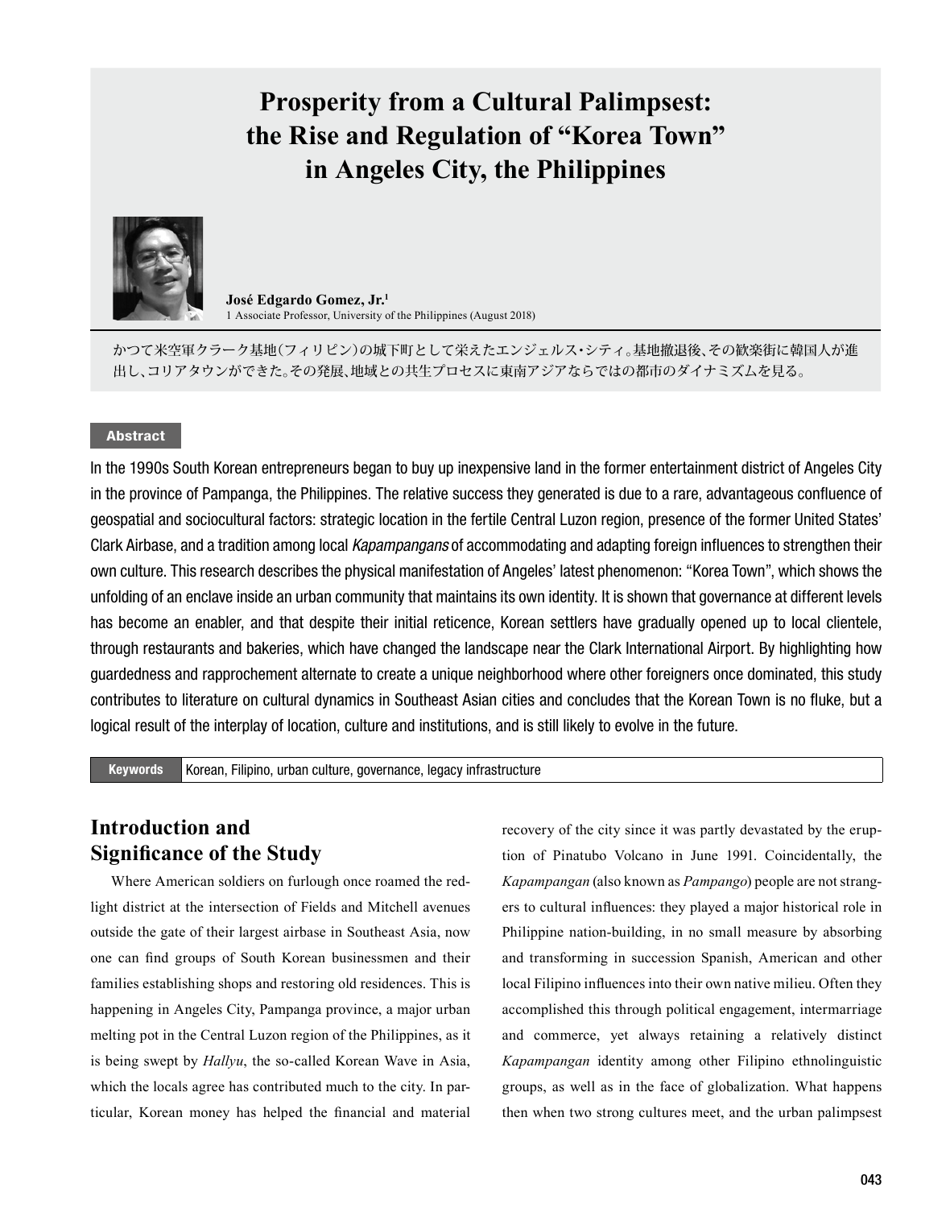# Prosperity from a Cultural Palimpsest: the Rise and Regulation of "Korea Town" in Angeles City, the Philippines

**José Edgardo Gomez, Jr.**[1]
1 Associate Professor, University of the Philippines (August 2018)

かつて米空軍クラーク基地（フィリピン）の城下町として栄えたエンジェルス・シティ。基地撤退後、その歓楽街に韓国人が進出し、コリアタウンができた。その発展、地域との共生プロセスに東南アジアならではの都市のダイナミズムを見る。

**Abstract**

In the 1990s South Korean entrepreneurs began to buy up inexpensive land in the former entertainment district of Angeles City in the province of Pampanga, the Philippines. The relative success they generated is due to a rare, advantageous confluence of geospatial and sociocultural factors: strategic location in the fertile Central Luzon region, presence of the former United States' Clark Airbase, and a tradition among local *Kapampangans* of accommodating and adapting foreign influences to strengthen their own culture. This research describes the physical manifestation of Angeles' latest phenomenon: "Korea Town", which shows the unfolding of an enclave inside an urban community that maintains its own identity. It is shown that governance at different levels has become an enabler, and that despite their initial reticence, Korean settlers have gradually opened up to local clientele, through restaurants and bakeries, which have changed the landscape near the Clark International Airport. By highlighting how guardedness and rapprochement alternate to create a unique neighborhood where other foreigners once dominated, this study contributes to literature on cultural dynamics in Southeast Asian cities and concludes that the Korean Town is no fluke, but a logical result of the interplay of location, culture and institutions, and is still likely to evolve in the future.

**Keywords** Korean, Filipino, urban culture, governance, legacy infrastructure

## Introduction and Significance of the Study

Where American soldiers on furlough once roamed the red-light district at the intersection of Fields and Mitchell avenues outside the gate of their largest airbase in Southeast Asia, now one can find groups of South Korean businessmen and their families establishing shops and restoring old residences. This is happening in Angeles City, Pampanga province, a major urban melting pot in the Central Luzon region of the Philippines, as it is being swept by *Hallyu*, the so-called Korean Wave in Asia, which the locals agree has contributed much to the city. In particular, Korean money has helped the financial and material recovery of the city since it was partly devastated by the eruption of Pinatubo Volcano in June 1991. Coincidentally, the *Kapampangan* (also known as *Pampango*) people are not strangers to cultural influences: they played a major historical role in Philippine nation-building, in no small measure by absorbing and transforming in succession Spanish, American and other local Filipino influences into their own native milieu. Often they accomplished this through political engagement, intermarriage and commerce, yet always retaining a relatively distinct *Kapampangan* identity among other Filipino ethnolinguistic groups, as well as in the face of globalization. What happens then when two strong cultures meet, and the urban palimpsest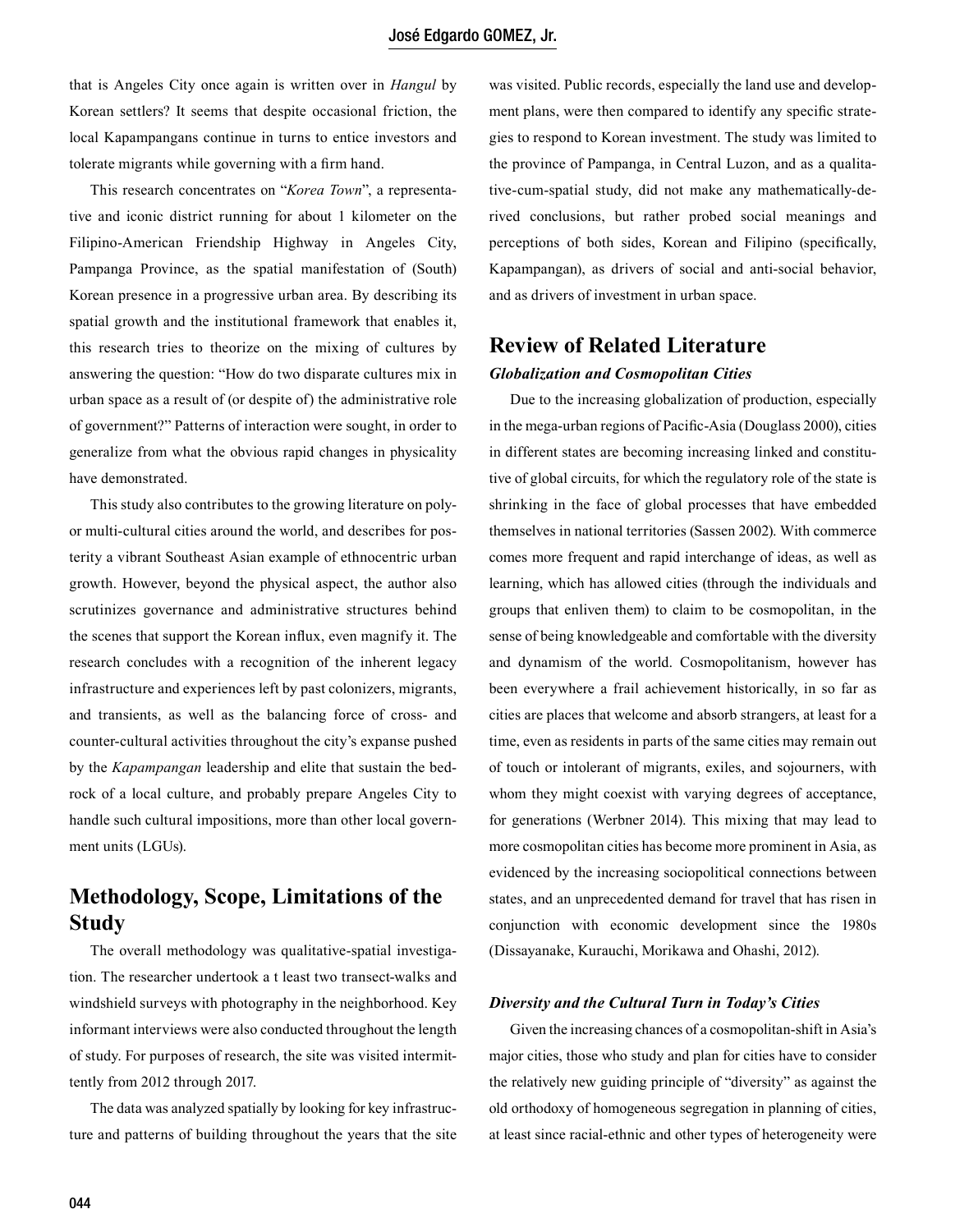that is Angeles City once again is written over in *Hangul* by Korean settlers? It seems that despite occasional friction, the local Kapampangans continue in turns to entice investors and tolerate migrants while governing with a firm hand.

This research concentrates on "*Korea Town*", a representative and iconic district running for about 1 kilometer on the Filipino-American Friendship Highway in Angeles City, Pampanga Province, as the spatial manifestation of (South) Korean presence in a progressive urban area. By describing its spatial growth and the institutional framework that enables it, this research tries to theorize on the mixing of cultures by answering the question: "How do two disparate cultures mix in urban space as a result of (or despite of) the administrative role of government?" Patterns of interaction were sought, in order to generalize from what the obvious rapid changes in physicality have demonstrated.

This study also contributes to the growing literature on poly- or multi-cultural cities around the world, and describes for posterity a vibrant Southeast Asian example of ethnocentric urban growth. However, beyond the physical aspect, the author also scrutinizes governance and administrative structures behind the scenes that support the Korean influx, even magnify it. The research concludes with a recognition of the inherent legacy infrastructure and experiences left by past colonizers, migrants, and transients, as well as the balancing force of cross- and counter-cultural activities throughout the city's expanse pushed by the *Kapampangan* leadership and elite that sustain the bedrock of a local culture, and probably prepare Angeles City to handle such cultural impositions, more than other local government units (LGUs).

## Methodology, Scope, Limitations of the Study

The overall methodology was qualitative-spatial investigation. The researcher undertook a t least two transect-walks and windshield surveys with photography in the neighborhood. Key informant interviews were also conducted throughout the length of study. For purposes of research, the site was visited intermittently from 2012 through 2017.

The data was analyzed spatially by looking for key infrastructure and patterns of building throughout the years that the site was visited. Public records, especially the land use and development plans, were then compared to identify any specific strategies to respond to Korean investment. The study was limited to the province of Pampanga, in Central Luzon, and as a qualitative-cum-spatial study, did not make any mathematically-derived conclusions, but rather probed social meanings and perceptions of both sides, Korean and Filipino (specifically, Kapampangan), as drivers of social and anti-social behavior, and as drivers of investment in urban space.

## Review of Related Literature

### *Globalization and Cosmopolitan Cities*

Due to the increasing globalization of production, especially in the mega-urban regions of Pacific-Asia (Douglass 2000), cities in different states are becoming increasing linked and constitutive of global circuits, for which the regulatory role of the state is shrinking in the face of global processes that have embedded themselves in national territories (Sassen 2002). With commerce comes more frequent and rapid interchange of ideas, as well as learning, which has allowed cities (through the individuals and groups that enliven them) to claim to be cosmopolitan, in the sense of being knowledgeable and comfortable with the diversity and dynamism of the world. Cosmopolitanism, however has been everywhere a frail achievement historically, in so far as cities are places that welcome and absorb strangers, at least for a time, even as residents in parts of the same cities may remain out of touch or intolerant of migrants, exiles, and sojourners, with whom they might coexist with varying degrees of acceptance, for generations (Werbner 2014). This mixing that may lead to more cosmopolitan cities has become more prominent in Asia, as evidenced by the increasing sociopolitical connections between states, and an unprecedented demand for travel that has risen in conjunction with economic development since the 1980s (Dissayanake, Kurauchi, Morikawa and Ohashi, 2012).

### *Diversity and the Cultural Turn in Today's Cities*

Given the increasing chances of a cosmopolitan-shift in Asia's major cities, those who study and plan for cities have to consider the relatively new guiding principle of "diversity" as against the old orthodoxy of homogeneous segregation in planning of cities, at least since racial-ethnic and other types of heterogeneity were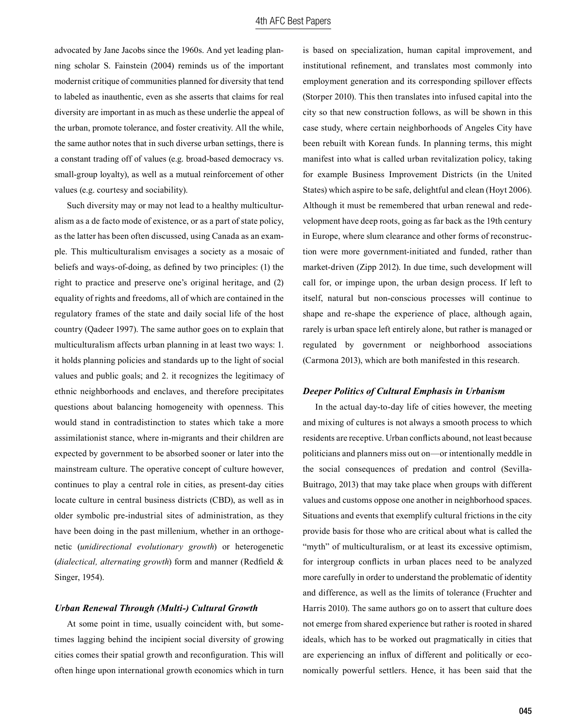advocated by Jane Jacobs since the 1960s. And yet leading planning scholar S. Fainstein (2004) reminds us of the important modernist critique of communities planned for diversity that tend to labeled as inauthentic, even as she asserts that claims for real diversity are important in as much as these underlie the appeal of the urban, promote tolerance, and foster creativity. All the while, the same author notes that in such diverse urban settings, there is a constant trading off of values (e.g. broad-based democracy vs. small-group loyalty), as well as a mutual reinforcement of other values (e.g. courtesy and sociability).

Such diversity may or may not lead to a healthy multiculturalism as a de facto mode of existence, or as a part of state policy, as the latter has been often discussed, using Canada as an example. This multiculturalism envisages a society as a mosaic of beliefs and ways-of-doing, as defined by two principles: (1) the right to practice and preserve one's original heritage, and (2) equality of rights and freedoms, all of which are contained in the regulatory frames of the state and daily social life of the host country (Qadeer 1997). The same author goes on to explain that multiculturalism affects urban planning in at least two ways: 1. it holds planning policies and standards up to the light of social values and public goals; and 2. it recognizes the legitimacy of ethnic neighborhoods and enclaves, and therefore precipitates questions about balancing homogeneity with openness. This would stand in contradistinction to states which take a more assimilationist stance, where in-migrants and their children are expected by government to be absorbed sooner or later into the mainstream culture. The operative concept of culture however, continues to play a central role in cities, as present-day cities locate culture in central business districts (CBD), as well as in older symbolic pre-industrial sites of administration, as they have been doing in the past millenium, whether in an orthogenetic (*unidirectional evolutionary growth*) or heterogenetic (*dialectical, alternating growth*) form and manner (Redfield & Singer, 1954).

### *Urban Renewal Through (Multi-) Cultural Growth*

At some point in time, usually coincident with, but sometimes lagging behind the incipient social diversity of growing cities comes their spatial growth and reconfiguration. This will often hinge upon international growth economics which in turn is based on specialization, human capital improvement, and institutional refinement, and translates most commonly into employment generation and its corresponding spillover effects (Storper 2010). This then translates into infused capital into the city so that new construction follows, as will be shown in this case study, where certain neighborhoods of Angeles City have been rebuilt with Korean funds. In planning terms, this might manifest into what is called urban revitalization policy, taking for example Business Improvement Districts (in the United States) which aspire to be safe, delightful and clean (Hoyt 2006). Although it must be remembered that urban renewal and redevelopment have deep roots, going as far back as the 19th century in Europe, where slum clearance and other forms of reconstruction were more government-initiated and funded, rather than market-driven (Zipp 2012). In due time, such development will call for, or impinge upon, the urban design process. If left to itself, natural but non-conscious processes will continue to shape and re-shape the experience of place, although again, rarely is urban space left entirely alone, but rather is managed or regulated by government or neighborhood associations (Carmona 2013), which are both manifested in this research.

### *Deeper Politics of Cultural Emphasis in Urbanism*

In the actual day-to-day life of cities however, the meeting and mixing of cultures is not always a smooth process to which residents are receptive. Urban conflicts abound, not least because politicians and planners miss out on—or intentionally meddle in the social consequences of predation and control (Sevilla-Buitrago, 2013) that may take place when groups with different values and customs oppose one another in neighborhood spaces. Situations and events that exemplify cultural frictions in the city provide basis for those who are critical about what is called the "myth" of multiculturalism, or at least its excessive optimism, for intergroup conflicts in urban places need to be analyzed more carefully in order to understand the problematic of identity and difference, as well as the limits of tolerance (Fruchter and Harris 2010). The same authors go on to assert that culture does not emerge from shared experience but rather is rooted in shared ideals, which has to be worked out pragmatically in cities that are experiencing an influx of different and politically or economically powerful settlers. Hence, it has been said that the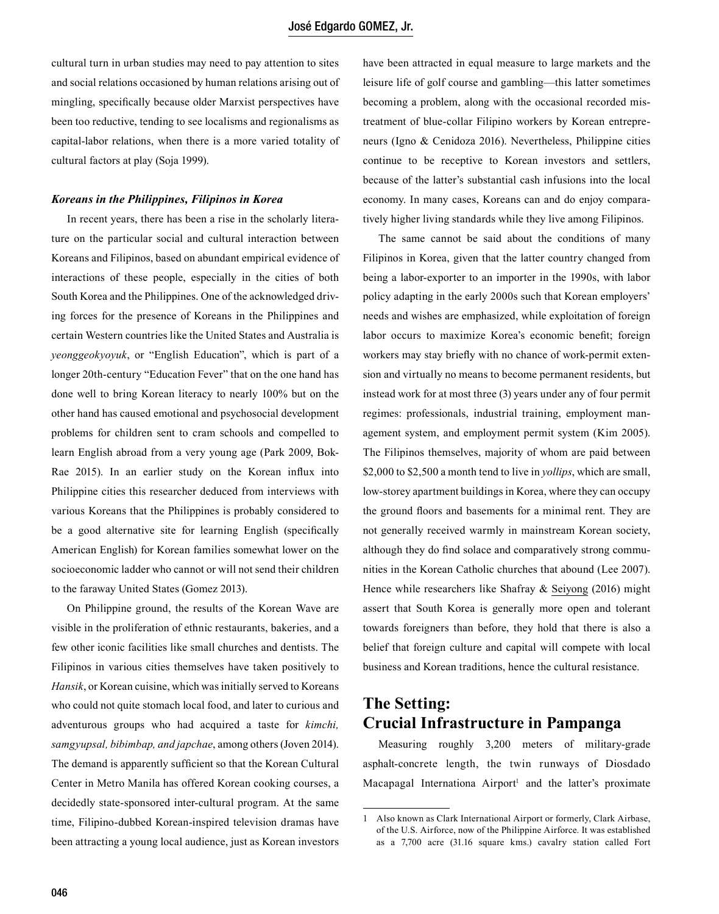cultural turn in urban studies may need to pay attention to sites and social relations occasioned by human relations arising out of mingling, specifically because older Marxist perspectives have been too reductive, tending to see localisms and regionalisms as capital-labor relations, when there is a more varied totality of cultural factors at play (Soja 1999).

### *Koreans in the Philippines, Filipinos in Korea*

In recent years, there has been a rise in the scholarly literature on the particular social and cultural interaction between Koreans and Filipinos, based on abundant empirical evidence of interactions of these people, especially in the cities of both South Korea and the Philippines. One of the acknowledged driving forces for the presence of Koreans in the Philippines and certain Western countries like the United States and Australia is *yeonggeokyoyuk*, or "English Education", which is part of a longer 20th-century "Education Fever" that on the one hand has done well to bring Korean literacy to nearly 100% but on the other hand has caused emotional and psychosocial development problems for children sent to cram schools and compelled to learn English abroad from a very young age (Park 2009, Bok-Rae 2015). In an earlier study on the Korean influx into Philippine cities this researcher deduced from interviews with various Koreans that the Philippines is probably considered to be a good alternative site for learning English (specifically American English) for Korean families somewhat lower on the socioeconomic ladder who cannot or will not send their children to the faraway United States (Gomez 2013).

On Philippine ground, the results of the Korean Wave are visible in the proliferation of ethnic restaurants, bakeries, and a few other iconic facilities like small churches and dentists. The Filipinos in various cities themselves have taken positively to *Hansik*, or Korean cuisine, which was initially served to Koreans who could not quite stomach local food, and later to curious and adventurous groups who had acquired a taste for *kimchi, samgyupsal, bibimbap, and japchae*, among others (Joven 2014). The demand is apparently sufficient so that the Korean Cultural Center in Metro Manila has offered Korean cooking courses, a decidedly state-sponsored inter-cultural program. At the same time, Filipino-dubbed Korean-inspired television dramas have been attracting a young local audience, just as Korean investors have been attracted in equal measure to large markets and the leisure life of golf course and gambling—this latter sometimes becoming a problem, along with the occasional recorded mistreatment of blue-collar Filipino workers by Korean entrepreneurs (Igno & Cenidoza 2016). Nevertheless, Philippine cities continue to be receptive to Korean investors and settlers, because of the latter's substantial cash infusions into the local economy. In many cases, Koreans can and do enjoy comparatively higher living standards while they live among Filipinos.

The same cannot be said about the conditions of many Filipinos in Korea, given that the latter country changed from being a labor-exporter to an importer in the 1990s, with labor policy adapting in the early 2000s such that Korean employers' needs and wishes are emphasized, while exploitation of foreign labor occurs to maximize Korea's economic benefit; foreign workers may stay briefly with no chance of work-permit extension and virtually no means to become permanent residents, but instead work for at most three (3) years under any of four permit regimes: professionals, industrial training, employment management system, and employment permit system (Kim 2005). The Filipinos themselves, majority of whom are paid between $2,000 to $2,500 a month tend to live in *yollips*, which are small, low-storey apartment buildings in Korea, where they can occupy the ground floors and basements for a minimal rent. They are not generally received warmly in mainstream Korean society, although they do find solace and comparatively strong communities in the Korean Catholic churches that abound (Lee 2007). Hence while researchers like Shafray & Seiyong (2016) might assert that South Korea is generally more open and tolerant towards foreigners than before, they hold that there is also a belief that foreign culture and capital will compete with local business and Korean traditions, hence the cultural resistance.

## The Setting: Crucial Infrastructure in Pampanga

Measuring roughly 3,200 meters of military-grade asphalt-concrete length, the twin runways of Diosdado Macapagal Internationa Airport[1] and the latter's proximate

[1] Also known as Clark International Airport or formerly, Clark Airbase, of the U.S. Airforce, now of the Philippine Airforce. It was established as a 7,700 acre (31.16 square kms.) cavalry station called Fort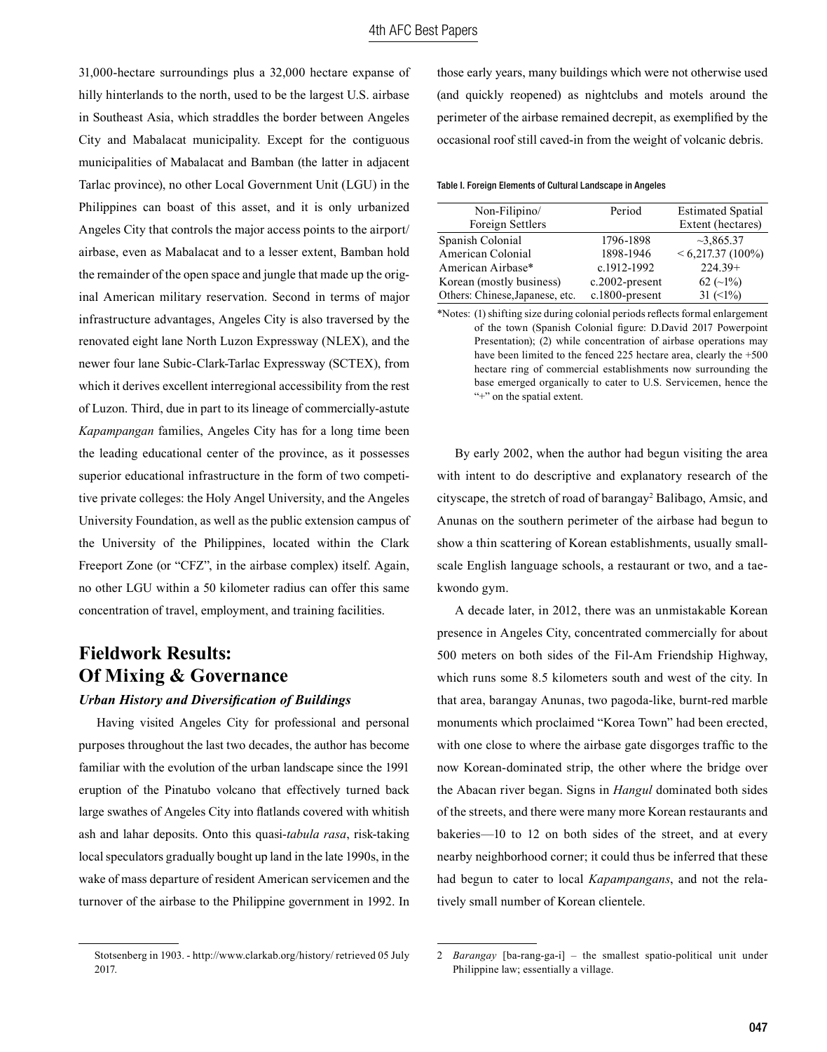31,000-hectare surroundings plus a 32,000 hectare expanse of hilly hinterlands to the north, used to be the largest U.S. airbase in Southeast Asia, which straddles the border between Angeles City and Mabalacat municipality. Except for the contiguous municipalities of Mabalacat and Bamban (the latter in adjacent Tarlac province), no other Local Government Unit (LGU) in the Philippines can boast of this asset, and it is only urbanized Angeles City that controls the major access points to the airport/ airbase, even as Mabalacat and to a lesser extent, Bamban hold the remainder of the open space and jungle that made up the original American military reservation. Second in terms of major infrastructure advantages, Angeles City is also traversed by the renovated eight lane North Luzon Expressway (NLEX), and the newer four lane Subic-Clark-Tarlac Expressway (SCTEX), from which it derives excellent interregional accessibility from the rest of Luzon. Third, due in part to its lineage of commercially-astute *Kapampangan* families, Angeles City has for a long time been the leading educational center of the province, as it possesses superior educational infrastructure in the form of two competitive private colleges: the Holy Angel University, and the Angeles University Foundation, as well as the public extension campus of the University of the Philippines, located within the Clark Freeport Zone (or "CFZ", in the airbase complex) itself. Again, no other LGU within a 50 kilometer radius can offer this same concentration of travel, employment, and training facilities.

## Fieldwork Results: Of Mixing & Governance

### *Urban History and Diversification of Buildings*

Having visited Angeles City for professional and personal purposes throughout the last two decades, the author has become familiar with the evolution of the urban landscape since the 1991 eruption of the Pinatubo volcano that effectively turned back large swathes of Angeles City into flatlands covered with whitish ash and lahar deposits. Onto this quasi-*tabula rasa*, risk-taking local speculators gradually bought up land in the late 1990s, in the wake of mass departure of resident American servicemen and the turnover of the airbase to the Philippine government in 1992. In those early years, many buildings which were not otherwise used (and quickly reopened) as nightclubs and motels around the perimeter of the airbase remained decrepit, as exemplified by the occasional roof still caved-in from the weight of volcanic debris.

Table I. Foreign Elements of Cultural Landscape in Angeles

| Non-Filipino/ Foreign Settlers | Period | Estimated Spatial Extent (hectares) |
|---|---|---|
| Spanish Colonial | 1796-1898 | ~3,865.37 |
| American Colonial | 1898-1946 | < 6,217.37 (100%) |
| American Airbase* | c.1912-1992 | 224.39+ |
| Korean (mostly business) | c.2002-present | 62 (~1%) |
| Others: Chinese,Japanese, etc. | c.1800-present | 31 (<1%) |

*Notes: (1) shifting size during colonial periods reflects formal enlargement of the town (Spanish Colonial figure: D.David 2017 Powerpoint Presentation); (2) while concentration of airbase operations may have been limited to the fenced 225 hectare area, clearly the +500 hectare ring of commercial establishments now surrounding the base emerged organically to cater to U.S. Servicemen, hence the "+" on the spatial extent.

By early 2002, when the author had begun visiting the area with intent to do descriptive and explanatory research of the cityscape, the stretch of road of barangay[2] Balibago, Amsic, and Anunas on the southern perimeter of the airbase had begun to show a thin scattering of Korean establishments, usually small-scale English language schools, a restaurant or two, and a taekwondo gym.

A decade later, in 2012, there was an unmistakable Korean presence in Angeles City, concentrated commercially for about 500 meters on both sides of the Fil-Am Friendship Highway, which runs some 8.5 kilometers south and west of the city. In that area, barangay Anunas, two pagoda-like, burnt-red marble monuments which proclaimed "Korea Town" had been erected, with one close to where the airbase gate disgorges traffic to the now Korean-dominated strip, the other where the bridge over the Abacan river began. Signs in *Hangul* dominated both sides of the streets, and there were many more Korean restaurants and bakeries—10 to 12 on both sides of the street, and at every nearby neighborhood corner; it could thus be inferred that these had begun to cater to local *Kapampangans*, and not the relatively small number of Korean clientele.

---

Stotsenberg in 1903. - http://www.clarkab.org/history/ retrieved 05 July 2017.

2 *Barangay* [ba-rang-ga-i] – the smallest spatio-political unit under Philippine law; essentially a village.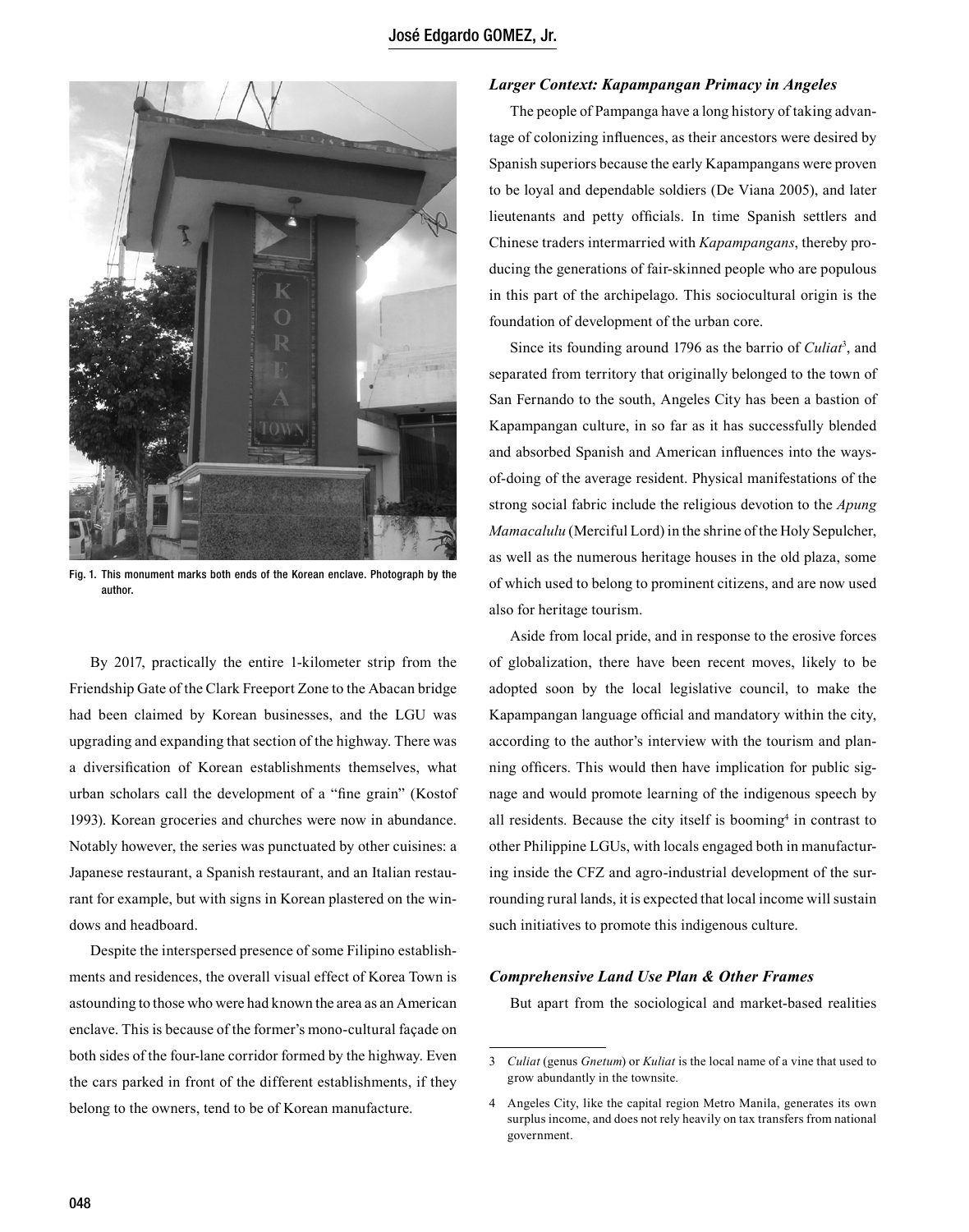Fig. 1. This monument marks both ends of the Korean enclave. Photograph by the author.

By 2017, practically the entire 1-kilometer strip from the Friendship Gate of the Clark Freeport Zone to the Abacan bridge had been claimed by Korean businesses, and the LGU was upgrading and expanding that section of the highway. There was a diversification of Korean establishments themselves, what urban scholars call the development of a "fine grain" (Kostof 1993). Korean groceries and churches were now in abundance. Notably however, the series was punctuated by other cuisines: a Japanese restaurant, a Spanish restaurant, and an Italian restaurant for example, but with signs in Korean plastered on the windows and headboard.

Despite the interspersed presence of some Filipino establishments and residences, the overall visual effect of Korea Town is astounding to those who were had known the area as an American enclave. This is because of the former's mono-cultural façade on both sides of the four-lane corridor formed by the highway. Even the cars parked in front of the different establishments, if they belong to the owners, tend to be of Korean manufacture.

### *Larger Context: Kapampangan Primacy in Angeles*

The people of Pampanga have a long history of taking advantage of colonizing influences, as their ancestors were desired by Spanish superiors because the early Kapampangans were proven to be loyal and dependable soldiers (De Viana 2005), and later lieutenants and petty officials. In time Spanish settlers and Chinese traders intermarried with *Kapampangans*, thereby producing the generations of fair-skinned people who are populous in this part of the archipelago. This sociocultural origin is the foundation of development of the urban core.

Since its founding around 1796 as the barrio of *Culiat*[3], and separated from territory that originally belonged to the town of San Fernando to the south, Angeles City has been a bastion of Kapampangan culture, in so far as it has successfully blended and absorbed Spanish and American influences into the ways-of-doing of the average resident. Physical manifestations of the strong social fabric include the religious devotion to the *Apung Mamacalulu* (Merciful Lord) in the shrine of the Holy Sepulcher, as well as the numerous heritage houses in the old plaza, some of which used to belong to prominent citizens, and are now used also for heritage tourism.

Aside from local pride, and in response to the erosive forces of globalization, there have been recent moves, likely to be adopted soon by the local legislative council, to make the Kapampangan language official and mandatory within the city, according to the author's interview with the tourism and planning officers. This would then have implication for public signage and would promote learning of the indigenous speech by all residents. Because the city itself is booming[4] in contrast to other Philippine LGUs, with locals engaged both in manufacturing inside the CFZ and agro-industrial development of the surrounding rural lands, it is expected that local income will sustain such initiatives to promote this indigenous culture.

### *Comprehensive Land Use Plan & Other Frames*

But apart from the sociological and market-based realities

---

3 *Culiat* (genus *Gnetum*) or *Kuliat* is the local name of a vine that used to grow abundantly in the townsite.

4 Angeles City, like the capital region Metro Manila, generates its own surplus income, and does not rely heavily on tax transfers from national government.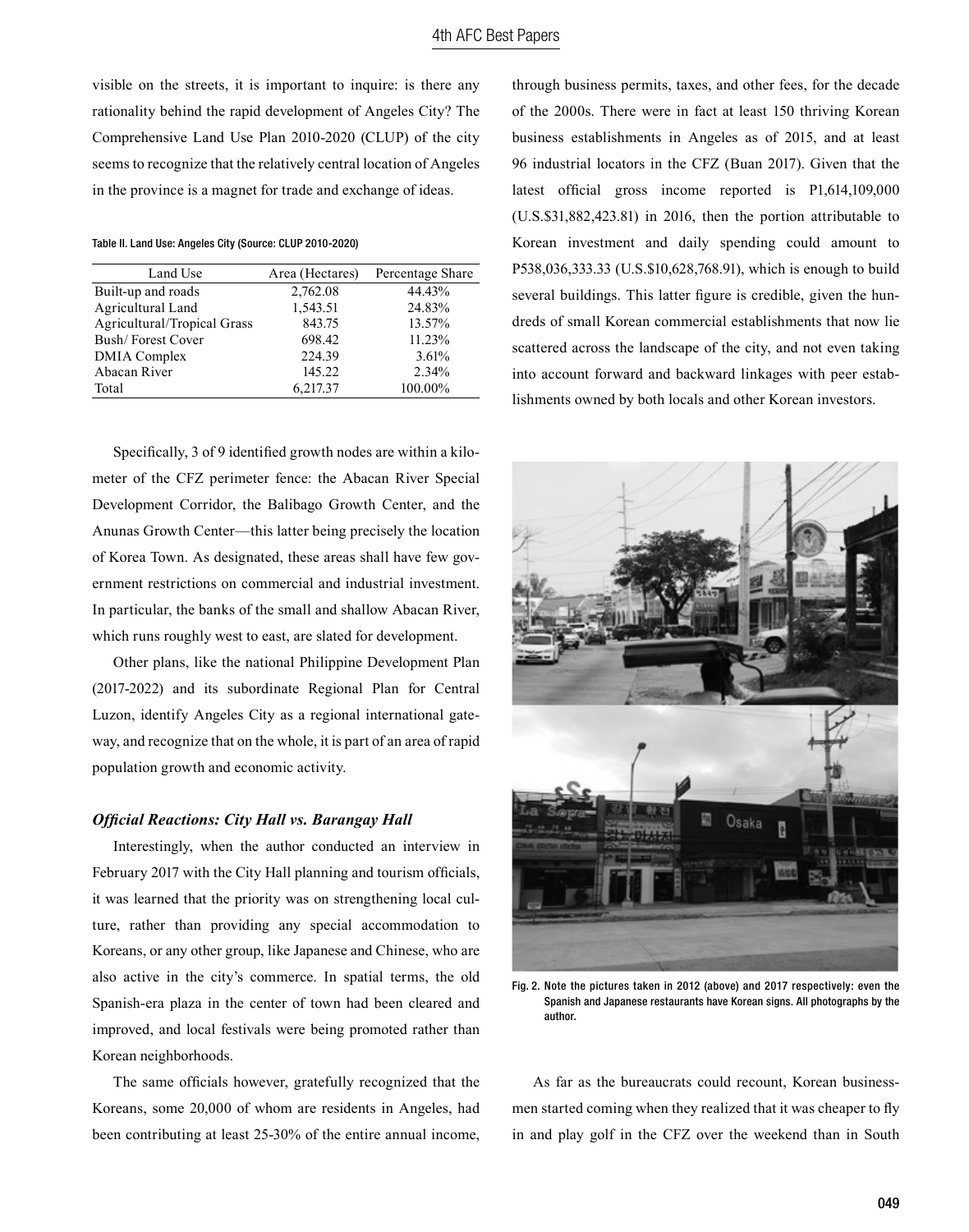visible on the streets, it is important to inquire: is there any rationality behind the rapid development of Angeles City? The Comprehensive Land Use Plan 2010-2020 (CLUP) of the city seems to recognize that the relatively central location of Angeles in the province is a magnet for trade and exchange of ideas.

Table II. Land Use: Angeles City (Source: CLUP 2010-2020)

| Land Use | Area (Hectares) | Percentage Share |
|---|---|---|
| Built-up and roads | 2,762.08 | 44.43% |
| Agricultural Land | 1,543.51 | 24.83% |
| Agricultural/Tropical Grass | 843.75 | 13.57% |
| Bush/ Forest Cover | 698.42 | 11.23% |
| DMIA Complex | 224.39 | 3.61% |
| Abacan River | 145.22 | 2.34% |
| Total | 6,217.37 | 100.00% |

Specifically, 3 of 9 identified growth nodes are within a kilometer of the CFZ perimeter fence: the Abacan River Special Development Corridor, the Balibago Growth Center, and the Anunas Growth Center—this latter being precisely the location of Korea Town. As designated, these areas shall have few government restrictions on commercial and industrial investment. In particular, the banks of the small and shallow Abacan River, which runs roughly west to east, are slated for development.

Other plans, like the national Philippine Development Plan (2017-2022) and its subordinate Regional Plan for Central Luzon, identify Angeles City as a regional international gateway, and recognize that on the whole, it is part of an area of rapid population growth and economic activity.

### *Official Reactions: City Hall vs. Barangay Hall*

Interestingly, when the author conducted an interview in February 2017 with the City Hall planning and tourism officials, it was learned that the priority was on strengthening local culture, rather than providing any special accommodation to Koreans, or any other group, like Japanese and Chinese, who are also active in the city's commerce. In spatial terms, the old Spanish-era plaza in the center of town had been cleared and improved, and local festivals were being promoted rather than Korean neighborhoods.

The same officials however, gratefully recognized that the Koreans, some 20,000 of whom are residents in Angeles, had been contributing at least 25-30% of the entire annual income, through business permits, taxes, and other fees, for the decade of the 2000s. There were in fact at least 150 thriving Korean business establishments in Angeles as of 2015, and at least 96 industrial locators in the CFZ (Buan 2017). Given that the latest official gross income reported is P1,614,109,000 (U.S.$31,882,423.81) in 2016, then the portion attributable to Korean investment and daily spending could amount to P538,036,333.33 (U.S.$10,628,768.91), which is enough to build several buildings. This latter figure is credible, given the hundreds of small Korean commercial establishments that now lie scattered across the landscape of the city, and not even taking into account forward and backward linkages with peer establishments owned by both locals and other Korean investors.

Fig. 2. Note the pictures taken in 2012 (above) and 2017 respectively: even the Spanish and Japanese restaurants have Korean signs. All photographs by the author.

As far as the bureaucrats could recount, Korean businessmen started coming when they realized that it was cheaper to fly in and play golf in the CFZ over the weekend than in South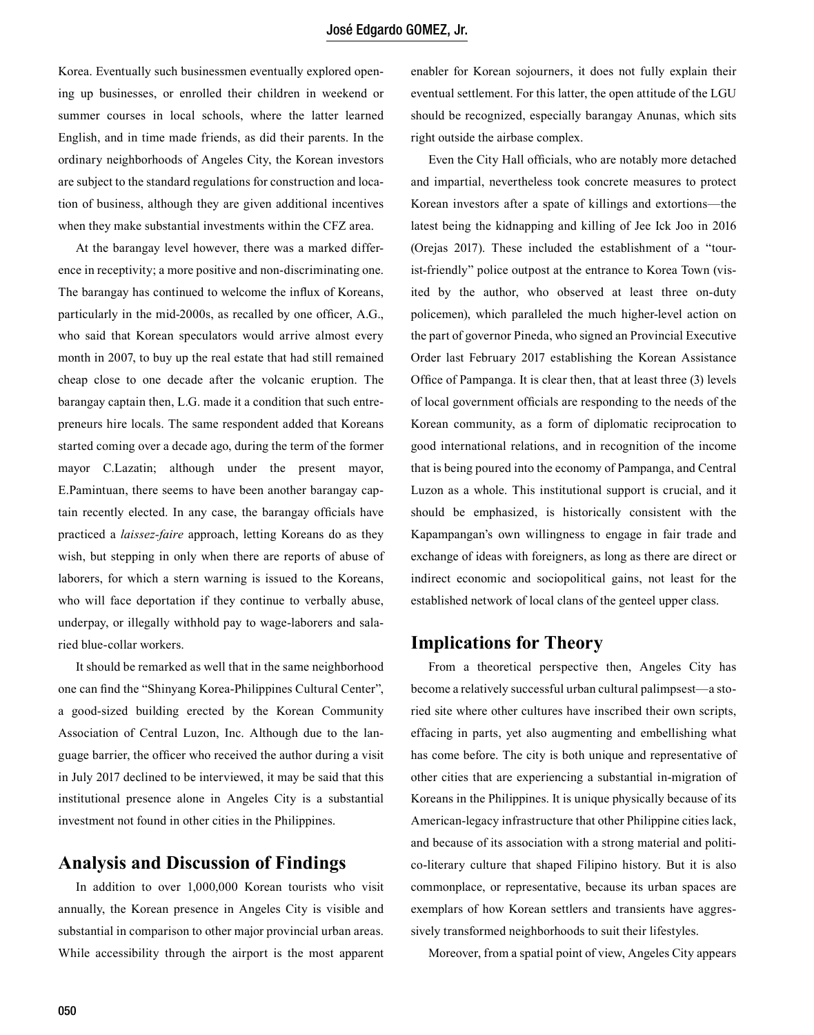Korea. Eventually such businessmen eventually explored opening up businesses, or enrolled their children in weekend or summer courses in local schools, where the latter learned English, and in time made friends, as did their parents. In the ordinary neighborhoods of Angeles City, the Korean investors are subject to the standard regulations for construction and location of business, although they are given additional incentives when they make substantial investments within the CFZ area.

At the barangay level however, there was a marked difference in receptivity; a more positive and non-discriminating one. The barangay has continued to welcome the influx of Koreans, particularly in the mid-2000s, as recalled by one officer, A.G., who said that Korean speculators would arrive almost every month in 2007, to buy up the real estate that had still remained cheap close to one decade after the volcanic eruption. The barangay captain then, L.G. made it a condition that such entrepreneurs hire locals. The same respondent added that Koreans started coming over a decade ago, during the term of the former mayor C.Lazatin; although under the present mayor, E.Pamintuan, there seems to have been another barangay captain recently elected. In any case, the barangay officials have practiced a *laissez-faire* approach, letting Koreans do as they wish, but stepping in only when there are reports of abuse of laborers, for which a stern warning is issued to the Koreans, who will face deportation if they continue to verbally abuse, underpay, or illegally withhold pay to wage-laborers and salaried blue-collar workers.

It should be remarked as well that in the same neighborhood one can find the "Shinyang Korea-Philippines Cultural Center", a good-sized building erected by the Korean Community Association of Central Luzon, Inc. Although due to the language barrier, the officer who received the author during a visit in July 2017 declined to be interviewed, it may be said that this institutional presence alone in Angeles City is a substantial investment not found in other cities in the Philippines.

## Analysis and Discussion of Findings

In addition to over 1,000,000 Korean tourists who visit annually, the Korean presence in Angeles City is visible and substantial in comparison to other major provincial urban areas. While accessibility through the airport is the most apparent enabler for Korean sojourners, it does not fully explain their eventual settlement. For this latter, the open attitude of the LGU should be recognized, especially barangay Anunas, which sits right outside the airbase complex.

Even the City Hall officials, who are notably more detached and impartial, nevertheless took concrete measures to protect Korean investors after a spate of killings and extortions—the latest being the kidnapping and killing of Jee Ick Joo in 2016 (Orejas 2017). These included the establishment of a "tourist-friendly" police outpost at the entrance to Korea Town (visited by the author, who observed at least three on-duty policemen), which paralleled the much higher-level action on the part of governor Pineda, who signed an Provincial Executive Order last February 2017 establishing the Korean Assistance Office of Pampanga. It is clear then, that at least three (3) levels of local government officials are responding to the needs of the Korean community, as a form of diplomatic reciprocation to good international relations, and in recognition of the income that is being poured into the economy of Pampanga, and Central Luzon as a whole. This institutional support is crucial, and it should be emphasized, is historically consistent with the Kapampangan's own willingness to engage in fair trade and exchange of ideas with foreigners, as long as there are direct or indirect economic and sociopolitical gains, not least for the established network of local clans of the genteel upper class.

## Implications for Theory

From a theoretical perspective then, Angeles City has become a relatively successful urban cultural palimpsest—a storied site where other cultures have inscribed their own scripts, effacing in parts, yet also augmenting and embellishing what has come before. The city is both unique and representative of other cities that are experiencing a substantial in-migration of Koreans in the Philippines. It is unique physically because of its American-legacy infrastructure that other Philippine cities lack, and because of its association with a strong material and politico-literary culture that shaped Filipino history. But it is also commonplace, or representative, because its urban spaces are exemplars of how Korean settlers and transients have aggressively transformed neighborhoods to suit their lifestyles.

Moreover, from a spatial point of view, Angeles City appears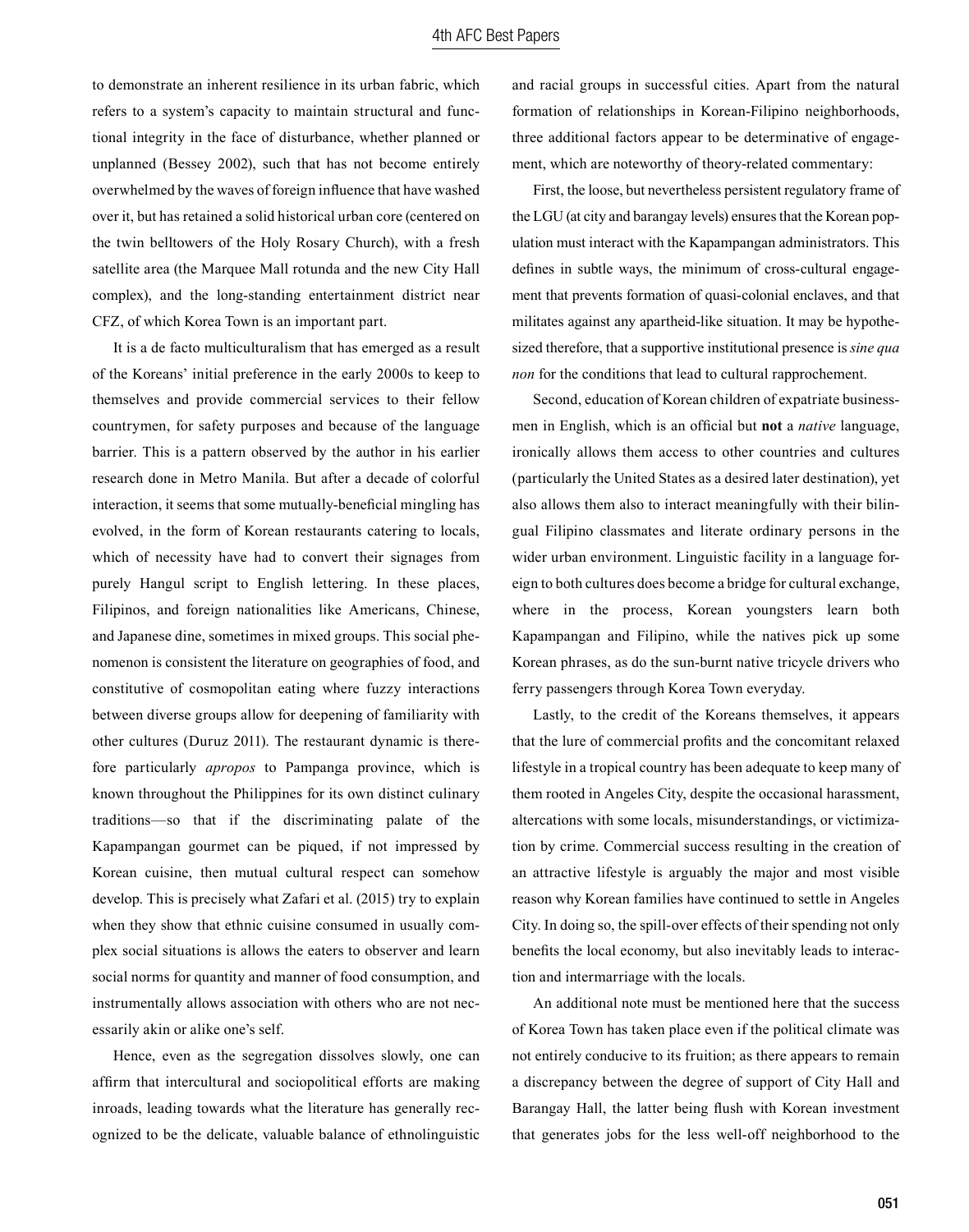to demonstrate an inherent resilience in its urban fabric, which refers to a system's capacity to maintain structural and functional integrity in the face of disturbance, whether planned or unplanned (Bessey 2002), such that has not become entirely overwhelmed by the waves of foreign influence that have washed over it, but has retained a solid historical urban core (centered on the twin belltowers of the Holy Rosary Church), with a fresh satellite area (the Marquee Mall rotunda and the new City Hall complex), and the long-standing entertainment district near CFZ, of which Korea Town is an important part.

It is a de facto multiculturalism that has emerged as a result of the Koreans' initial preference in the early 2000s to keep to themselves and provide commercial services to their fellow countrymen, for safety purposes and because of the language barrier. This is a pattern observed by the author in his earlier research done in Metro Manila. But after a decade of colorful interaction, it seems that some mutually-beneficial mingling has evolved, in the form of Korean restaurants catering to locals, which of necessity have had to convert their signages from purely Hangul script to English lettering. In these places, Filipinos, and foreign nationalities like Americans, Chinese, and Japanese dine, sometimes in mixed groups. This social phenomenon is consistent the literature on geographies of food, and constitutive of cosmopolitan eating where fuzzy interactions between diverse groups allow for deepening of familiarity with other cultures (Duruz 2011). The restaurant dynamic is therefore particularly *apropos* to Pampanga province, which is known throughout the Philippines for its own distinct culinary traditions—so that if the discriminating palate of the Kapampangan gourmet can be piqued, if not impressed by Korean cuisine, then mutual cultural respect can somehow develop. This is precisely what Zafari et al. (2015) try to explain when they show that ethnic cuisine consumed in usually complex social situations is allows the eaters to observer and learn social norms for quantity and manner of food consumption, and instrumentally allows association with others who are not necessarily akin or alike one's self.

Hence, even as the segregation dissolves slowly, one can affirm that intercultural and sociopolitical efforts are making inroads, leading towards what the literature has generally recognized to be the delicate, valuable balance of ethnolinguistic and racial groups in successful cities. Apart from the natural formation of relationships in Korean-Filipino neighborhoods, three additional factors appear to be determinative of engagement, which are noteworthy of theory-related commentary:

First, the loose, but nevertheless persistent regulatory frame of the LGU (at city and barangay levels) ensures that the Korean population must interact with the Kapampangan administrators. This defines in subtle ways, the minimum of cross-cultural engagement that prevents formation of quasi-colonial enclaves, and that militates against any apartheid-like situation. It may be hypothesized therefore, that a supportive institutional presence is *sine qua non* for the conditions that lead to cultural rapprochement.

Second, education of Korean children of expatriate businessmen in English, which is an official but **not** a *native* language, ironically allows them access to other countries and cultures (particularly the United States as a desired later destination), yet also allows them also to interact meaningfully with their bilingual Filipino classmates and literate ordinary persons in the wider urban environment. Linguistic facility in a language foreign to both cultures does become a bridge for cultural exchange, where in the process, Korean youngsters learn both Kapampangan and Filipino, while the natives pick up some Korean phrases, as do the sun-burnt native tricycle drivers who ferry passengers through Korea Town everyday.

Lastly, to the credit of the Koreans themselves, it appears that the lure of commercial profits and the concomitant relaxed lifestyle in a tropical country has been adequate to keep many of them rooted in Angeles City, despite the occasional harassment, altercations with some locals, misunderstandings, or victimization by crime. Commercial success resulting in the creation of an attractive lifestyle is arguably the major and most visible reason why Korean families have continued to settle in Angeles City. In doing so, the spill-over effects of their spending not only benefits the local economy, but also inevitably leads to interaction and intermarriage with the locals.

An additional note must be mentioned here that the success of Korea Town has taken place even if the political climate was not entirely conducive to its fruition; as there appears to remain a discrepancy between the degree of support of City Hall and Barangay Hall, the latter being flush with Korean investment that generates jobs for the less well-off neighborhood to the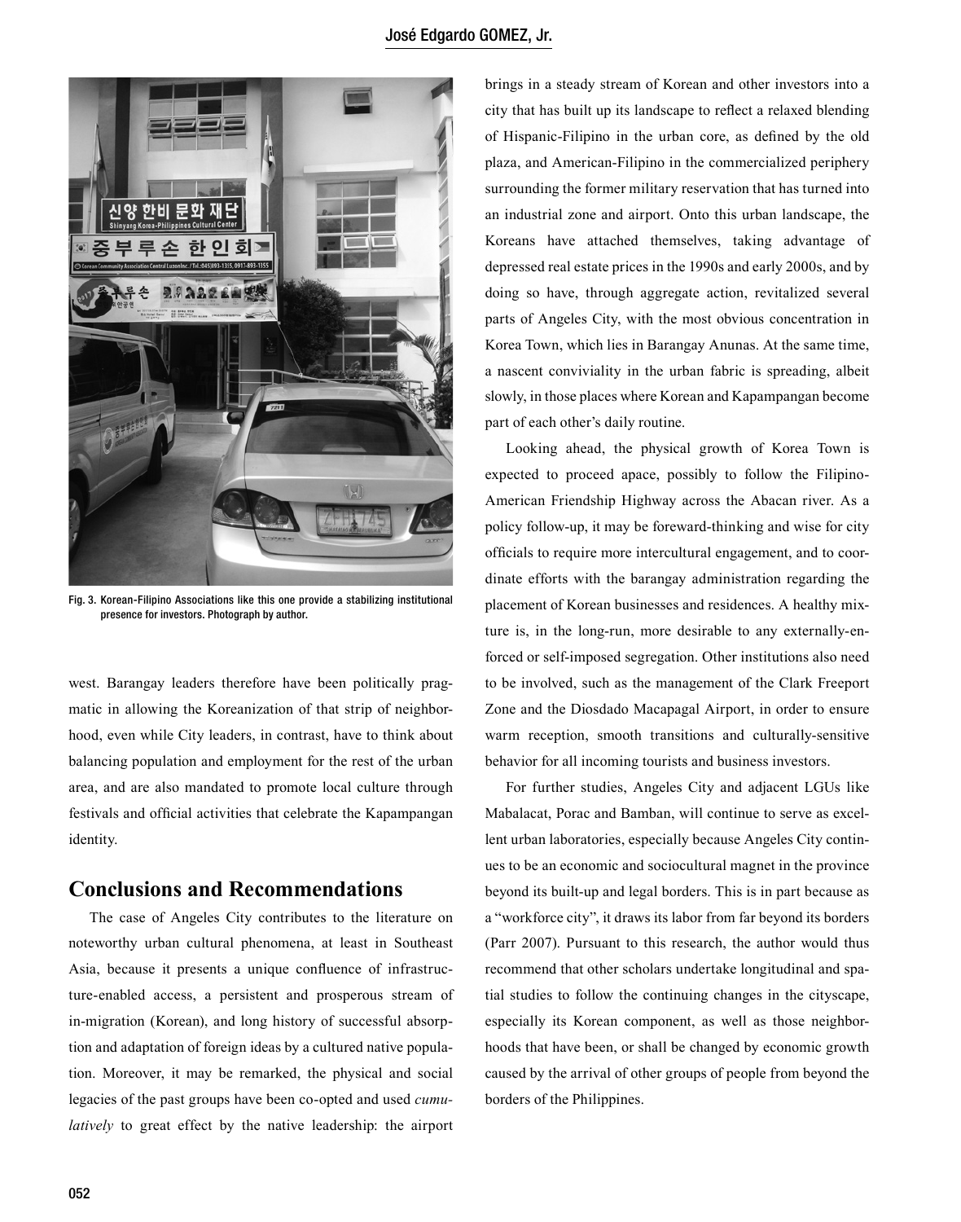Fig. 3. Korean-Filipino Associations like this one provide a stabilizing institutional presence for investors. Photograph by author.

west. Barangay leaders therefore have been politically pragmatic in allowing the Koreanization of that strip of neighborhood, even while City leaders, in contrast, have to think about balancing population and employment for the rest of the urban area, and are also mandated to promote local culture through festivals and official activities that celebrate the Kapampangan identity.

## Conclusions and Recommendations

The case of Angeles City contributes to the literature on noteworthy urban cultural phenomena, at least in Southeast Asia, because it presents a unique confluence of infrastructure-enabled access, a persistent and prosperous stream of in-migration (Korean), and long history of successful absorption and adaptation of foreign ideas by a cultured native population. Moreover, it may be remarked, the physical and social legacies of the past groups have been co-opted and used *cumulatively* to great effect by the native leadership: the airport brings in a steady stream of Korean and other investors into a city that has built up its landscape to reflect a relaxed blending of Hispanic-Filipino in the urban core, as defined by the old plaza, and American-Filipino in the commercialized periphery surrounding the former military reservation that has turned into an industrial zone and airport. Onto this urban landscape, the Koreans have attached themselves, taking advantage of depressed real estate prices in the 1990s and early 2000s, and by doing so have, through aggregate action, revitalized several parts of Angeles City, with the most obvious concentration in Korea Town, which lies in Barangay Anunas. At the same time, a nascent conviviality in the urban fabric is spreading, albeit slowly, in those places where Korean and Kapampangan become part of each other's daily routine.

Looking ahead, the physical growth of Korea Town is expected to proceed apace, possibly to follow the Filipino-American Friendship Highway across the Abacan river. As a policy follow-up, it may be foreward-thinking and wise for city officials to require more intercultural engagement, and to coordinate efforts with the barangay administration regarding the placement of Korean businesses and residences. A healthy mixture is, in the long-run, more desirable to any externally-enforced or self-imposed segregation. Other institutions also need to be involved, such as the management of the Clark Freeport Zone and the Diosdado Macapagal Airport, in order to ensure warm reception, smooth transitions and culturally-sensitive behavior for all incoming tourists and business investors.

For further studies, Angeles City and adjacent LGUs like Mabalacat, Porac and Bamban, will continue to serve as excellent urban laboratories, especially because Angeles City continues to be an economic and sociocultural magnet in the province beyond its built-up and legal borders. This is in part because as a "workforce city", it draws its labor from far beyond its borders (Parr 2007). Pursuant to this research, the author would thus recommend that other scholars undertake longitudinal and spatial studies to follow the continuing changes in the cityscape, especially its Korean component, as well as those neighborhoods that have been, or shall be changed by economic growth caused by the arrival of other groups of people from beyond the borders of the Philippines.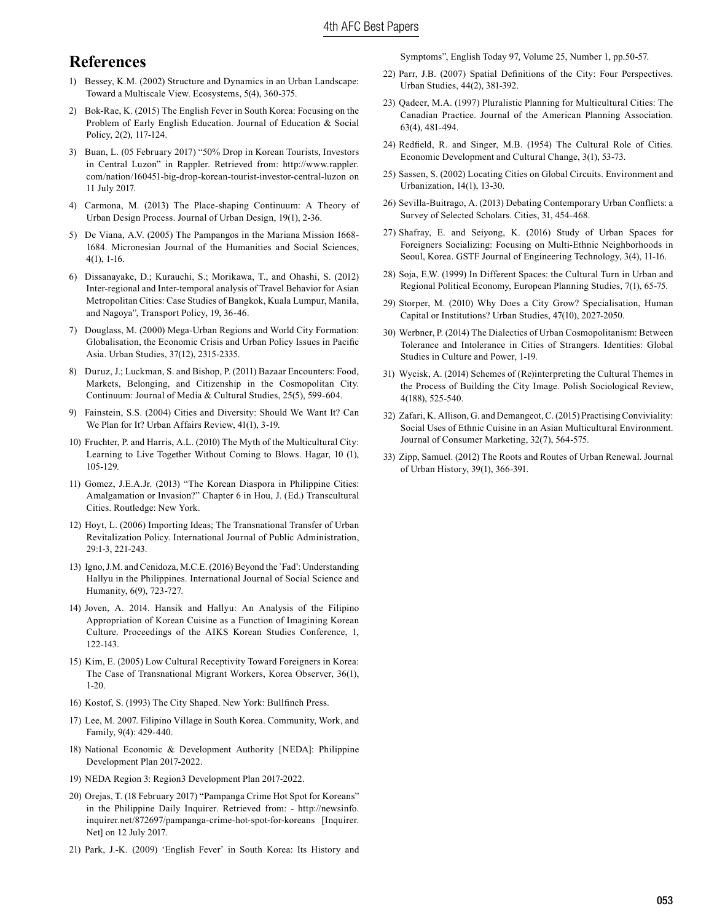# References

1) Bessey, K.M. (2002) Structure and Dynamics in an Urban Landscape: Toward a Multiscale View. Ecosystems, 5(4), 360-375.

2) Bok-Rae, K. (2015) The English Fever in South Korea: Focusing on the Problem of Early English Education. Journal of Education & Social Policy, 2(2), 117-124.

3) Buan, L. (05 February 2017) "50% Drop in Korean Tourists, Investors in Central Luzon" in Rappler. Retrieved from: http://www.rappler.com/nation/160451-big-drop-korean-tourist-investor-central-luzon on 11 July 2017.

4) Carmona, M. (2013) The Place-shaping Continuum: A Theory of Urban Design Process. Journal of Urban Design, 19(1), 2-36.

5) De Viana, A.V. (2005) The Pampangos in the Mariana Mission 1668-1684. Micronesian Journal of the Humanities and Social Sciences, 4(1), 1-16.

6) Dissanayake, D.; Kurauchi, S.; Morikawa, T., and Ohashi, S. (2012) Inter-regional and Inter-temporal analysis of Travel Behavior for Asian Metropolitan Cities: Case Studies of Bangkok, Kuala Lumpur, Manila, and Nagoya", Transport Policy, 19, 36-46.

7) Douglass, M. (2000) Mega-Urban Regions and World City Formation: Globalisation, the Economic Crisis and Urban Policy Issues in Pacific Asia. Urban Studies, 37(12), 2315-2335.

8) Duruz, J.; Luckman, S. and Bishop, P. (2011) Bazaar Encounters: Food, Markets, Belonging, and Citizenship in the Cosmopolitan City. Continuum: Journal of Media & Cultural Studies, 25(5), 599-604.

9) Fainstein, S.S. (2004) Cities and Diversity: Should We Want It? Can We Plan for It? Urban Affairs Review, 41(1), 3-19.

10) Fruchter, P. and Harris, A.L. (2010) The Myth of the Multicultural City: Learning to Live Together Without Coming to Blows. Hagar, 10 (1), 105-129.

11) Gomez, J.E.A.Jr. (2013) "The Korean Diaspora in Philippine Cities: Amalgamation or Invasion?" Chapter 6 in Hou, J. (Ed.) Transcultural Cities. Routledge: New York.

12) Hoyt, L. (2006) Importing Ideas; The Transnational Transfer of Urban Revitalization Policy. International Journal of Public Administration, 29:1-3, 221-243.

13) Igno, J.M. and Cenidoza, M.C.E. (2016) Beyond the `Fad': Understanding Hallyu in the Philippines. International Journal of Social Science and Humanity, 6(9), 723-727.

14) Joven, A. 2014. Hansik and Hallyu: An Analysis of the Filipino Appropriation of Korean Cuisine as a Function of Imagining Korean Culture. Proceedings of the AIKS Korean Studies Conference, 1, 122-143.

15) Kim, E. (2005) Low Cultural Receptivity Toward Foreigners in Korea: The Case of Transnational Migrant Workers, Korea Observer, 36(1), 1-20.

16) Kostof, S. (1993) The City Shaped. New York: Bullfinch Press.

17) Lee, M. 2007. Filipino Village in South Korea. Community, Work, and Family, 9(4): 429-440.

18) National Economic & Development Authority [NEDA]: Philippine Development Plan 2017-2022.

19) NEDA Region 3: Region3 Development Plan 2017-2022.

20) Orejas, T. (18 February 2017) "Pampanga Crime Hot Spot for Koreans" in the Philippine Daily Inquirer. Retrieved from: - http://newsinfo.inquirer.net/872697/pampanga-crime-hot-spot-for-koreans [Inquirer.Net] on 12 July 2017.

21) Park, J.-K. (2009) 'English Fever' in South Korea: Its History and Symptoms", English Today 97, Volume 25, Number 1, pp.50-57.

22) Parr, J.B. (2007) Spatial Definitions of the City: Four Perspectives. Urban Studies, 44(2), 381-392.

23) Qadeer, M.A. (1997) Pluralistic Planning for Multicultural Cities: The Canadian Practice. Journal of the American Planning Association. 63(4), 481-494.

24) Redfield, R. and Singer, M.B. (1954) The Cultural Role of Cities. Economic Development and Cultural Change, 3(1), 53-73.

25) Sassen, S. (2002) Locating Cities on Global Circuits. Environment and Urbanization, 14(1), 13-30.

26) Sevilla-Buitrago, A. (2013) Debating Contemporary Urban Conflicts: a Survey of Selected Scholars. Cities, 31, 454-468.

27) Shafray, E. and Seiyong, K. (2016) Study of Urban Spaces for Foreigners Socializing: Focusing on Multi-Ethnic Neighborhoods in Seoul, Korea. GSTF Journal of Engineering Technology, 3(4), 11-16.

28) Soja, E.W. (1999) In Different Spaces: the Cultural Turn in Urban and Regional Political Economy, European Planning Studies, 7(1), 65-75.

29) Storper, M. (2010) Why Does a City Grow? Specialisation, Human Capital or Institutions? Urban Studies, 47(10), 2027-2050.

30) Werbner, P. (2014) The Dialectics of Urban Cosmopolitanism: Between Tolerance and Intolerance in Cities of Strangers. Identities: Global Studies in Culture and Power, 1-19.

31) Wycisk, A. (2014) Schemes of (Re)interpreting the Cultural Themes in the Process of Building the City Image. Polish Sociological Review, 4(188), 525-540.

32) Zafari, K. Allison, G. and Demangeot, C. (2015) Practising Conviviality: Social Uses of Ethnic Cuisine in an Asian Multicultural Environment. Journal of Consumer Marketing, 32(7), 564-575.

33) Zipp, Samuel. (2012) The Roots and Routes of Urban Renewal. Journal of Urban History, 39(1), 366-391.